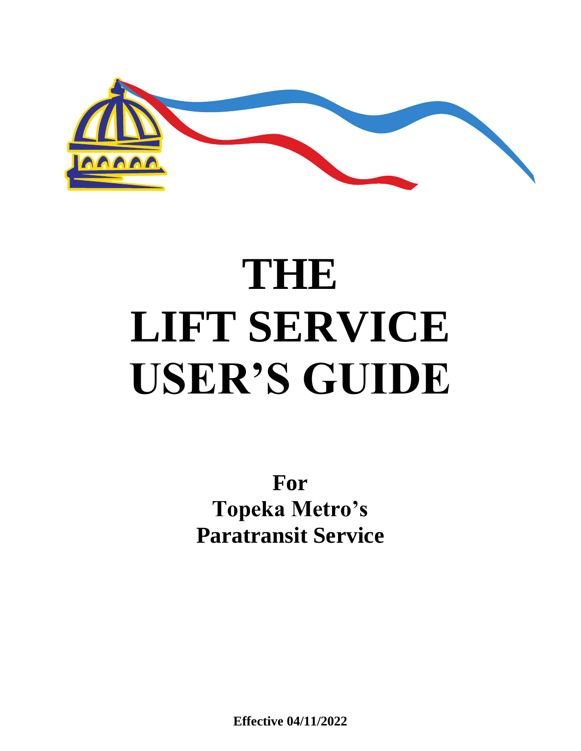# THE LIFT SERVICE USER'S GUIDE

## For Topeka Metro's Paratransit Service

**Effective 04/11/2022**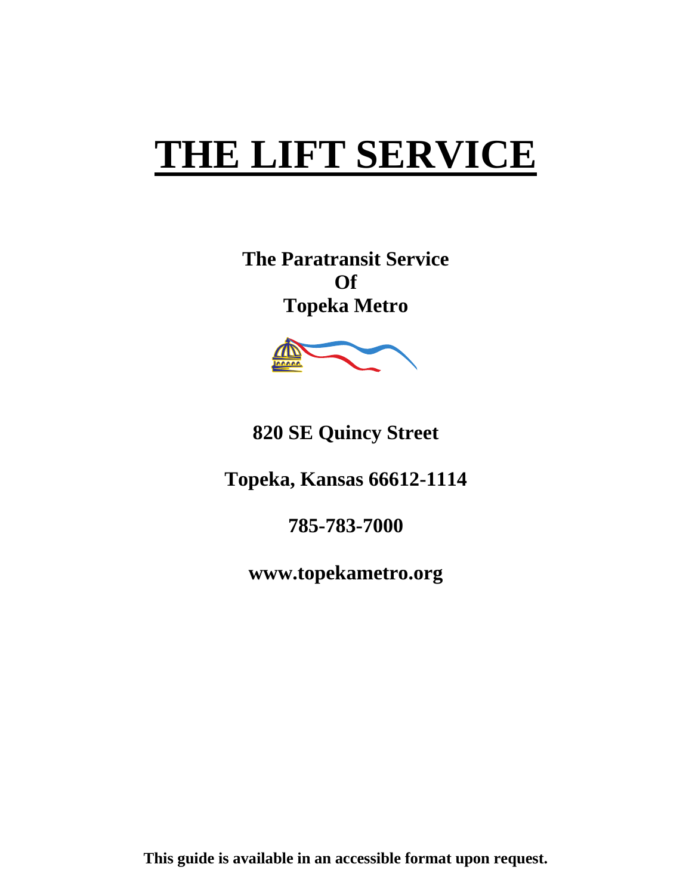# THE LIFT SERVICE

**The Paratransit Service**
**Of**
**Topeka Metro**

**820 SE Quincy Street**

**Topeka, Kansas 66612-1114**

**785-783-7000**

**www.topekametro.org**

**This guide is available in an accessible format upon request.**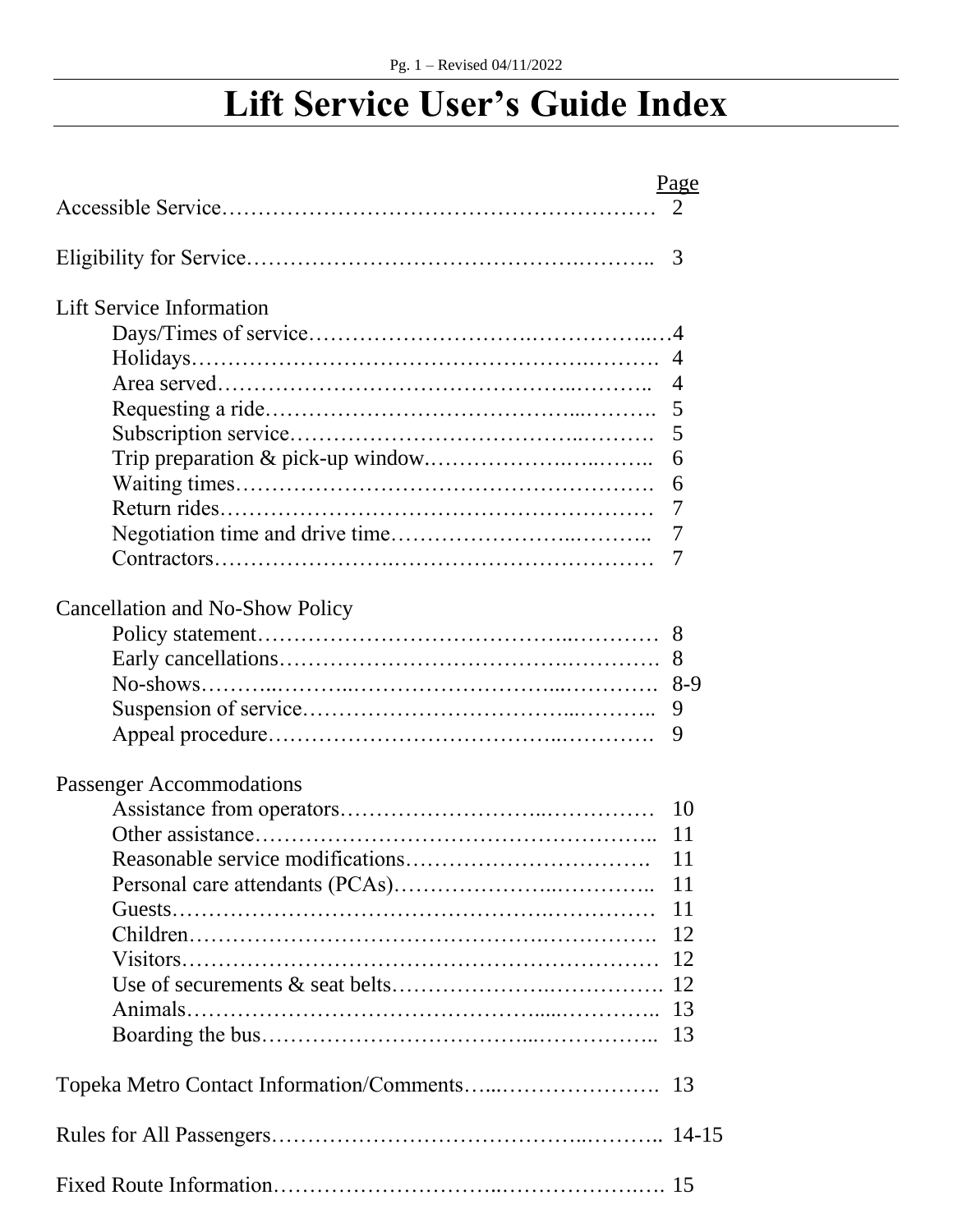# Lift Service User's Guide Index

| | Page |
|---|---|
| Accessible Service | 2 |
| Eligibility for Service | 3 |
| **Lift Service Information** | |
| Days/Times of service | 4 |
| Holidays | 4 |
| Area served | 4 |
| Requesting a ride | 5 |
| Subscription service | 5 |
| Trip preparation & pick-up window | 6 |
| Waiting times | 6 |
| Return rides | 7 |
| Negotiation time and drive time | 7 |
| Contractors | 7 |
| **Cancellation and No-Show Policy** | |
| Policy statement | 8 |
| Early cancellations | 8 |
| No-shows | 8-9 |
| Suspension of service | 9 |
| Appeal procedure | 9 |
| **Passenger Accommodations** | |
| Assistance from operators | 10 |
| Other assistance | 11 |
| Reasonable service modifications | 11 |
| Personal care attendants (PCAs) | 11 |
| Guests | 11 |
| Children | 12 |
| Visitors | 12 |
| Use of securements & seat belts | 12 |
| Animals | 13 |
| Boarding the bus | 13 |
| Topeka Metro Contact Information/Comments | 13 |
| Rules for All Passengers | 14-15 |
| Fixed Route Information | 15 |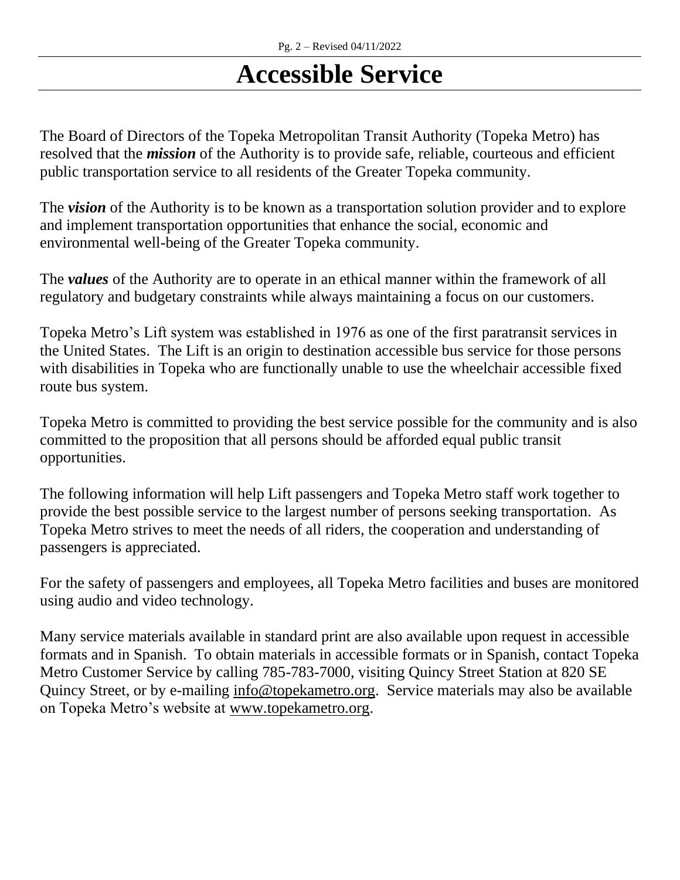# Accessible Service

The Board of Directors of the Topeka Metropolitan Transit Authority (Topeka Metro) has resolved that the ***mission*** of the Authority is to provide safe, reliable, courteous and efficient public transportation service to all residents of the Greater Topeka community.

The ***vision*** of the Authority is to be known as a transportation solution provider and to explore and implement transportation opportunities that enhance the social, economic and environmental well-being of the Greater Topeka community.

The ***values*** of the Authority are to operate in an ethical manner within the framework of all regulatory and budgetary constraints while always maintaining a focus on our customers.

Topeka Metro's Lift system was established in 1976 as one of the first paratransit services in the United States. The Lift is an origin to destination accessible bus service for those persons with disabilities in Topeka who are functionally unable to use the wheelchair accessible fixed route bus system.

Topeka Metro is committed to providing the best service possible for the community and is also committed to the proposition that all persons should be afforded equal public transit opportunities.

The following information will help Lift passengers and Topeka Metro staff work together to provide the best possible service to the largest number of persons seeking transportation. As Topeka Metro strives to meet the needs of all riders, the cooperation and understanding of passengers is appreciated.

For the safety of passengers and employees, all Topeka Metro facilities and buses are monitored using audio and video technology.

Many service materials available in standard print are also available upon request in accessible formats and in Spanish. To obtain materials in accessible formats or in Spanish, contact Topeka Metro Customer Service by calling 785-783-7000, visiting Quincy Street Station at 820 SE Quincy Street, or by e-mailing info@topekametro.org. Service materials may also be available on Topeka Metro's website at www.topekametro.org.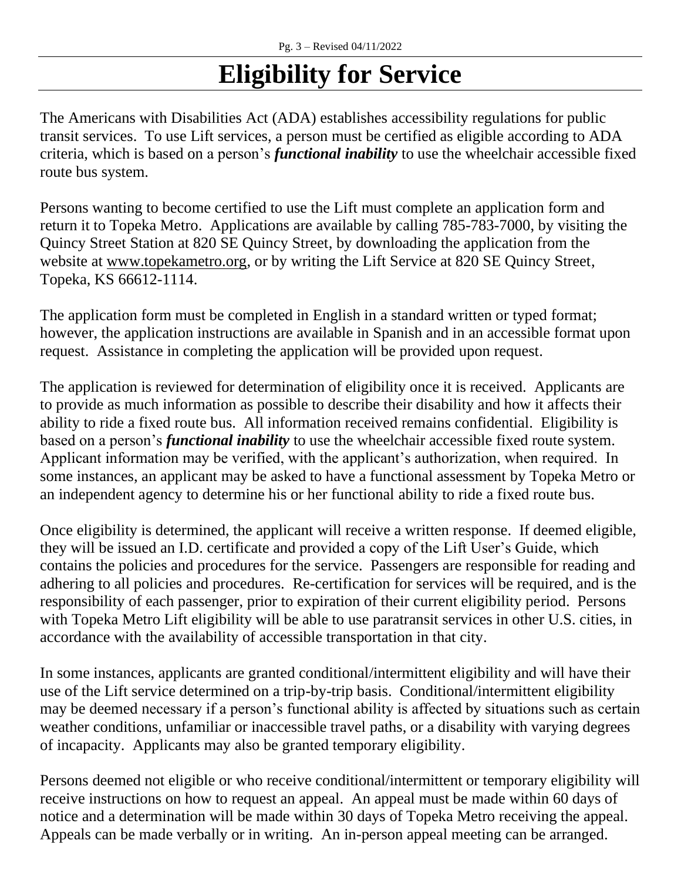# Eligibility for Service

The Americans with Disabilities Act (ADA) establishes accessibility regulations for public transit services. To use Lift services, a person must be certified as eligible according to ADA criteria, which is based on a person's ***functional inability*** to use the wheelchair accessible fixed route bus system.

Persons wanting to become certified to use the Lift must complete an application form and return it to Topeka Metro. Applications are available by calling 785-783-7000, by visiting the Quincy Street Station at 820 SE Quincy Street, by downloading the application from the website at www.topekametro.org, or by writing the Lift Service at 820 SE Quincy Street, Topeka, KS 66612-1114.

The application form must be completed in English in a standard written or typed format; however, the application instructions are available in Spanish and in an accessible format upon request. Assistance in completing the application will be provided upon request.

The application is reviewed for determination of eligibility once it is received. Applicants are to provide as much information as possible to describe their disability and how it affects their ability to ride a fixed route bus. All information received remains confidential. Eligibility is based on a person's ***functional inability*** to use the wheelchair accessible fixed route system. Applicant information may be verified, with the applicant's authorization, when required. In some instances, an applicant may be asked to have a functional assessment by Topeka Metro or an independent agency to determine his or her functional ability to ride a fixed route bus.

Once eligibility is determined, the applicant will receive a written response. If deemed eligible, they will be issued an I.D. certificate and provided a copy of the Lift User's Guide, which contains the policies and procedures for the service. Passengers are responsible for reading and adhering to all policies and procedures. Re-certification for services will be required, and is the responsibility of each passenger, prior to expiration of their current eligibility period. Persons with Topeka Metro Lift eligibility will be able to use paratransit services in other U.S. cities, in accordance with the availability of accessible transportation in that city.

In some instances, applicants are granted conditional/intermittent eligibility and will have their use of the Lift service determined on a trip-by-trip basis. Conditional/intermittent eligibility may be deemed necessary if a person's functional ability is affected by situations such as certain weather conditions, unfamiliar or inaccessible travel paths, or a disability with varying degrees of incapacity. Applicants may also be granted temporary eligibility.

Persons deemed not eligible or who receive conditional/intermittent or temporary eligibility will receive instructions on how to request an appeal. An appeal must be made within 60 days of notice and a determination will be made within 30 days of Topeka Metro receiving the appeal. Appeals can be made verbally or in writing. An in-person appeal meeting can be arranged.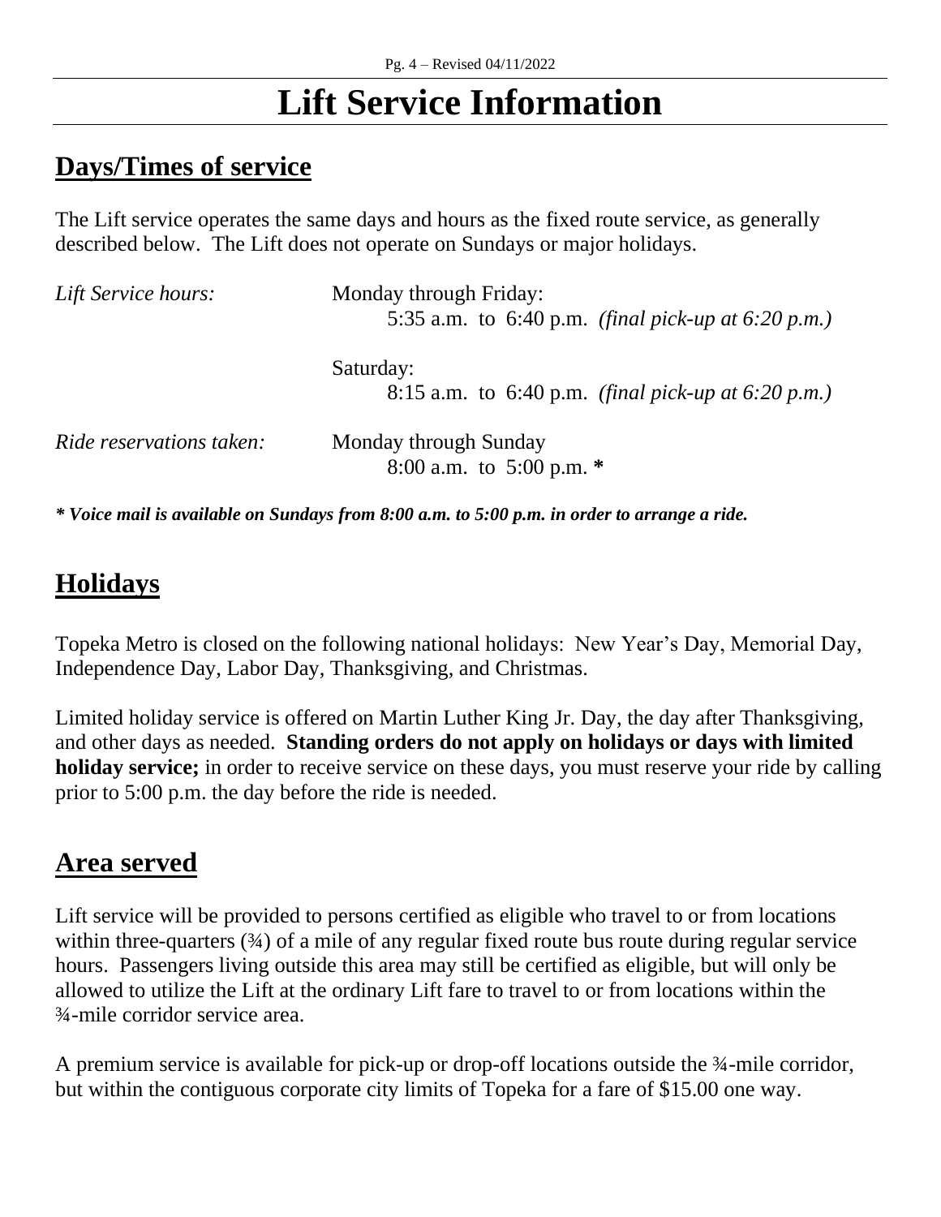# Lift Service Information

## Days/Times of service

The Lift service operates the same days and hours as the fixed route service, as generally described below. The Lift does not operate on Sundays or major holidays.

| | |
|---|---|
| *Lift Service hours:* | Monday through Friday:<br>5:35 a.m. to 6:40 p.m. *(final pick-up at 6:20 p.m.)* |
| | Saturday:<br>8:15 a.m. to 6:40 p.m. *(final pick-up at 6:20 p.m.)* |
| *Ride reservations taken:* | Monday through Sunday<br>8:00 a.m. to 5:00 p.m. **\*** |

***\* Voice mail is available on Sundays from 8:00 a.m. to 5:00 p.m. in order to arrange a ride.***

## Holidays

Topeka Metro is closed on the following national holidays: New Year's Day, Memorial Day, Independence Day, Labor Day, Thanksgiving, and Christmas.

Limited holiday service is offered on Martin Luther King Jr. Day, the day after Thanksgiving, and other days as needed. **Standing orders do not apply on holidays or days with limited holiday service;** in order to receive service on these days, you must reserve your ride by calling prior to 5:00 p.m. the day before the ride is needed.

## Area served

Lift service will be provided to persons certified as eligible who travel to or from locations within three-quarters (¾) of a mile of any regular fixed route bus route during regular service hours. Passengers living outside this area may still be certified as eligible, but will only be allowed to utilize the Lift at the ordinary Lift fare to travel to or from locations within the ¾-mile corridor service area.

A premium service is available for pick-up or drop-off locations outside the ¾-mile corridor, but within the contiguous corporate city limits of Topeka for a fare of $15.00 one way.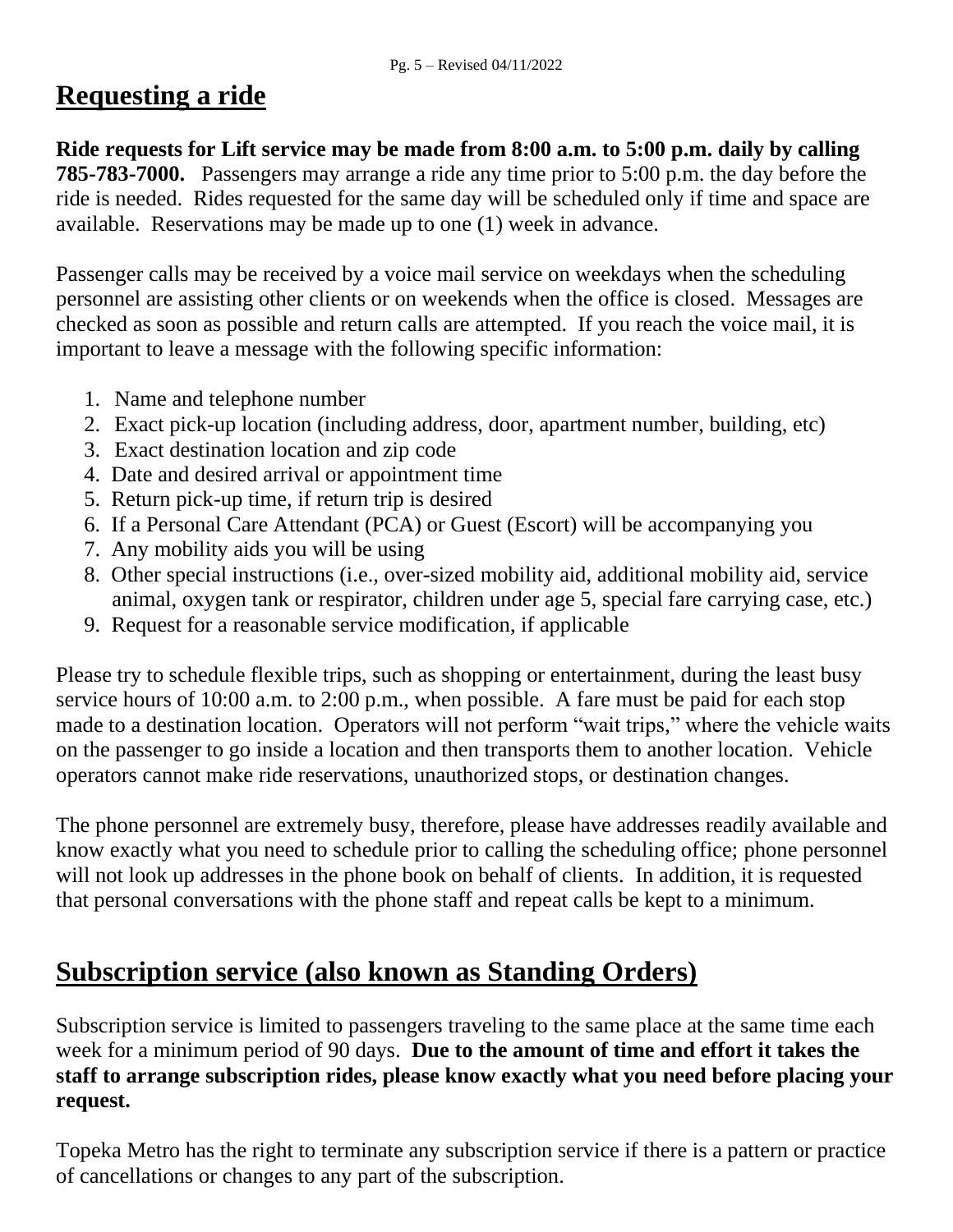## Requesting a ride

**Ride requests for Lift service may be made from 8:00 a.m. to 5:00 p.m. daily by calling 785-783-7000.** Passengers may arrange a ride any time prior to 5:00 p.m. the day before the ride is needed. Rides requested for the same day will be scheduled only if time and space are available. Reservations may be made up to one (1) week in advance.

Passenger calls may be received by a voice mail service on weekdays when the scheduling personnel are assisting other clients or on weekends when the office is closed. Messages are checked as soon as possible and return calls are attempted. If you reach the voice mail, it is important to leave a message with the following specific information:

1. Name and telephone number
2. Exact pick-up location (including address, door, apartment number, building, etc)
3. Exact destination location and zip code
4. Date and desired arrival or appointment time
5. Return pick-up time, if return trip is desired
6. If a Personal Care Attendant (PCA) or Guest (Escort) will be accompanying you
7. Any mobility aids you will be using
8. Other special instructions (i.e., over-sized mobility aid, additional mobility aid, service animal, oxygen tank or respirator, children under age 5, special fare carrying case, etc.)
9. Request for a reasonable service modification, if applicable

Please try to schedule flexible trips, such as shopping or entertainment, during the least busy service hours of 10:00 a.m. to 2:00 p.m., when possible. A fare must be paid for each stop made to a destination location. Operators will not perform "wait trips," where the vehicle waits on the passenger to go inside a location and then transports them to another location. Vehicle operators cannot make ride reservations, unauthorized stops, or destination changes.

The phone personnel are extremely busy, therefore, please have addresses readily available and know exactly what you need to schedule prior to calling the scheduling office; phone personnel will not look up addresses in the phone book on behalf of clients. In addition, it is requested that personal conversations with the phone staff and repeat calls be kept to a minimum.

## Subscription service (also known as Standing Orders)

Subscription service is limited to passengers traveling to the same place at the same time each week for a minimum period of 90 days. **Due to the amount of time and effort it takes the staff to arrange subscription rides, please know exactly what you need before placing your request.**

Topeka Metro has the right to terminate any subscription service if there is a pattern or practice of cancellations or changes to any part of the subscription.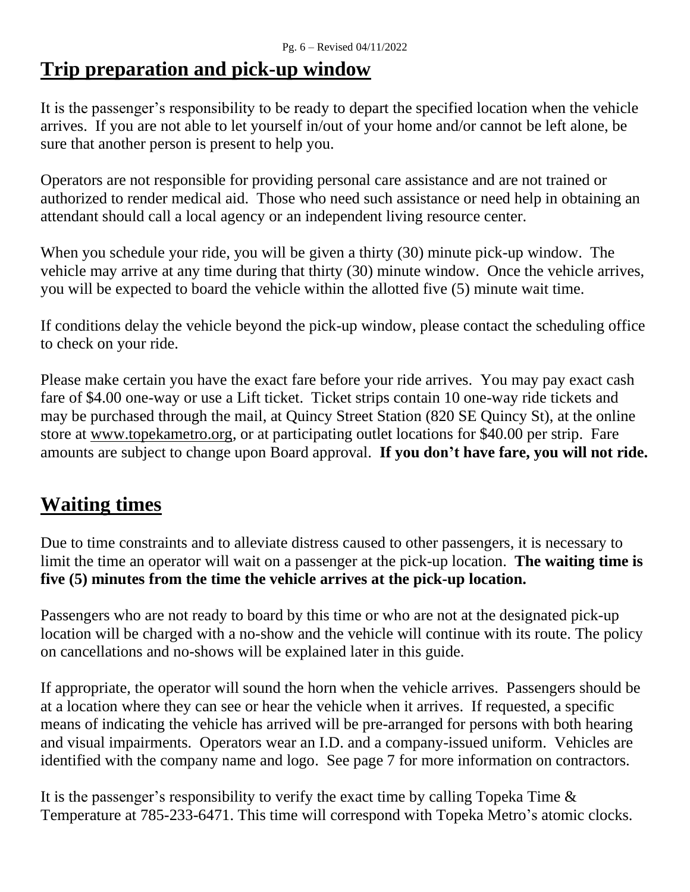## Trip preparation and pick-up window

It is the passenger's responsibility to be ready to depart the specified location when the vehicle arrives. If you are not able to let yourself in/out of your home and/or cannot be left alone, be sure that another person is present to help you.

Operators are not responsible for providing personal care assistance and are not trained or authorized to render medical aid. Those who need such assistance or need help in obtaining an attendant should call a local agency or an independent living resource center.

When you schedule your ride, you will be given a thirty (30) minute pick-up window. The vehicle may arrive at any time during that thirty (30) minute window. Once the vehicle arrives, you will be expected to board the vehicle within the allotted five (5) minute wait time.

If conditions delay the vehicle beyond the pick-up window, please contact the scheduling office to check on your ride.

Please make certain you have the exact fare before your ride arrives. You may pay exact cash fare of $4.00 one-way or use a Lift ticket. Ticket strips contain 10 one-way ride tickets and may be purchased through the mail, at Quincy Street Station (820 SE Quincy St), at the online store at www.topekametro.org, or at participating outlet locations for $40.00 per strip. Fare amounts are subject to change upon Board approval. **If you don't have fare, you will not ride.**

## Waiting times

Due to time constraints and to alleviate distress caused to other passengers, it is necessary to limit the time an operator will wait on a passenger at the pick-up location. **The waiting time is five (5) minutes from the time the vehicle arrives at the pick-up location.**

Passengers who are not ready to board by this time or who are not at the designated pick-up location will be charged with a no-show and the vehicle will continue with its route. The policy on cancellations and no-shows will be explained later in this guide.

If appropriate, the operator will sound the horn when the vehicle arrives. Passengers should be at a location where they can see or hear the vehicle when it arrives. If requested, a specific means of indicating the vehicle has arrived will be pre-arranged for persons with both hearing and visual impairments. Operators wear an I.D. and a company-issued uniform. Vehicles are identified with the company name and logo. See page 7 for more information on contractors.

It is the passenger's responsibility to verify the exact time by calling Topeka Time & Temperature at 785-233-6471. This time will correspond with Topeka Metro's atomic clocks.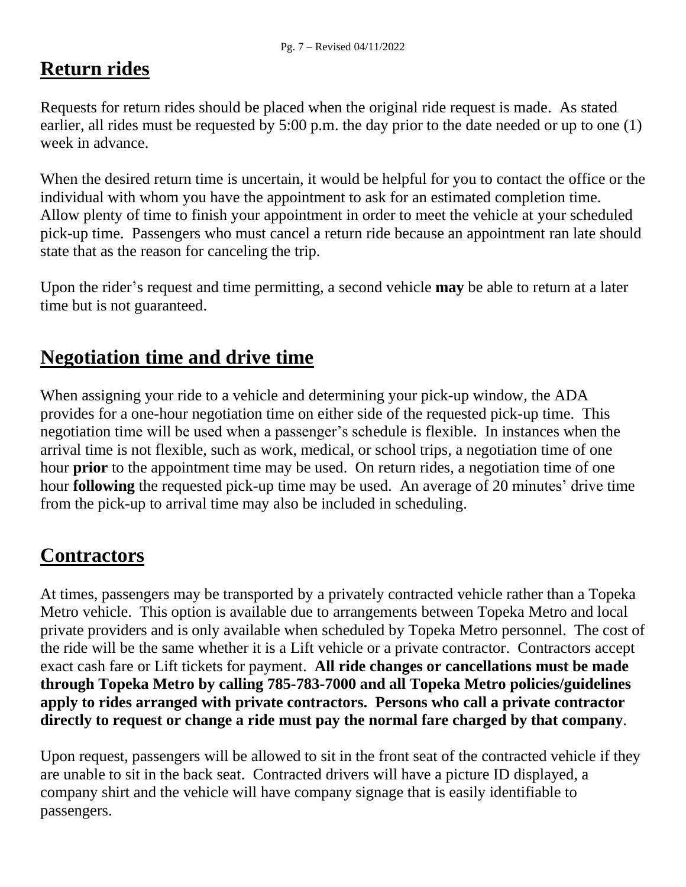## Return rides

Requests for return rides should be placed when the original ride request is made. As stated earlier, all rides must be requested by 5:00 p.m. the day prior to the date needed or up to one (1) week in advance.

When the desired return time is uncertain, it would be helpful for you to contact the office or the individual with whom you have the appointment to ask for an estimated completion time. Allow plenty of time to finish your appointment in order to meet the vehicle at your scheduled pick-up time. Passengers who must cancel a return ride because an appointment ran late should state that as the reason for canceling the trip.

Upon the rider's request and time permitting, a second vehicle **may** be able to return at a later time but is not guaranteed.

## Negotiation time and drive time

When assigning your ride to a vehicle and determining your pick-up window, the ADA provides for a one-hour negotiation time on either side of the requested pick-up time. This negotiation time will be used when a passenger's schedule is flexible. In instances when the arrival time is not flexible, such as work, medical, or school trips, a negotiation time of one hour **prior** to the appointment time may be used. On return rides, a negotiation time of one hour **following** the requested pick-up time may be used. An average of 20 minutes' drive time from the pick-up to arrival time may also be included in scheduling.

## Contractors

At times, passengers may be transported by a privately contracted vehicle rather than a Topeka Metro vehicle. This option is available due to arrangements between Topeka Metro and local private providers and is only available when scheduled by Topeka Metro personnel. The cost of the ride will be the same whether it is a Lift vehicle or a private contractor. Contractors accept exact cash fare or Lift tickets for payment. **All ride changes or cancellations must be made through Topeka Metro by calling 785-783-7000 and all Topeka Metro policies/guidelines apply to rides arranged with private contractors. Persons who call a private contractor directly to request or change a ride must pay the normal fare charged by that company**.

Upon request, passengers will be allowed to sit in the front seat of the contracted vehicle if they are unable to sit in the back seat. Contracted drivers will have a picture ID displayed, a company shirt and the vehicle will have company signage that is easily identifiable to passengers.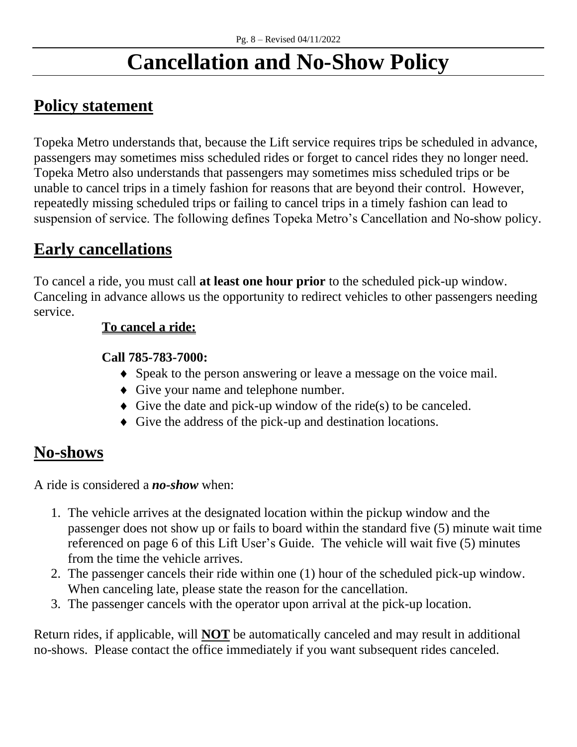# Cancellation and No-Show Policy

## Policy statement

Topeka Metro understands that, because the Lift service requires trips be scheduled in advance, passengers may sometimes miss scheduled rides or forget to cancel rides they no longer need. Topeka Metro also understands that passengers may sometimes miss scheduled trips or be unable to cancel trips in a timely fashion for reasons that are beyond their control. However, repeatedly missing scheduled trips or failing to cancel trips in a timely fashion can lead to suspension of service. The following defines Topeka Metro's Cancellation and No-show policy.

## Early cancellations

To cancel a ride, you must call **at least one hour prior** to the scheduled pick-up window. Canceling in advance allows us the opportunity to redirect vehicles to other passengers needing service.

**To cancel a ride:**

**Call 785-783-7000:**

- Speak to the person answering or leave a message on the voice mail.
- Give your name and telephone number.
- Give the date and pick-up window of the ride(s) to be canceled.
- Give the address of the pick-up and destination locations.

## No-shows

A ride is considered a ***no-show*** when:

1. The vehicle arrives at the designated location within the pickup window and the passenger does not show up or fails to board within the standard five (5) minute wait time referenced on page 6 of this Lift User's Guide. The vehicle will wait five (5) minutes from the time the vehicle arrives.
2. The passenger cancels their ride within one (1) hour of the scheduled pick-up window. When canceling late, please state the reason for the cancellation.
3. The passenger cancels with the operator upon arrival at the pick-up location.

Return rides, if applicable, will **NOT** be automatically canceled and may result in additional no-shows. Please contact the office immediately if you want subsequent rides canceled.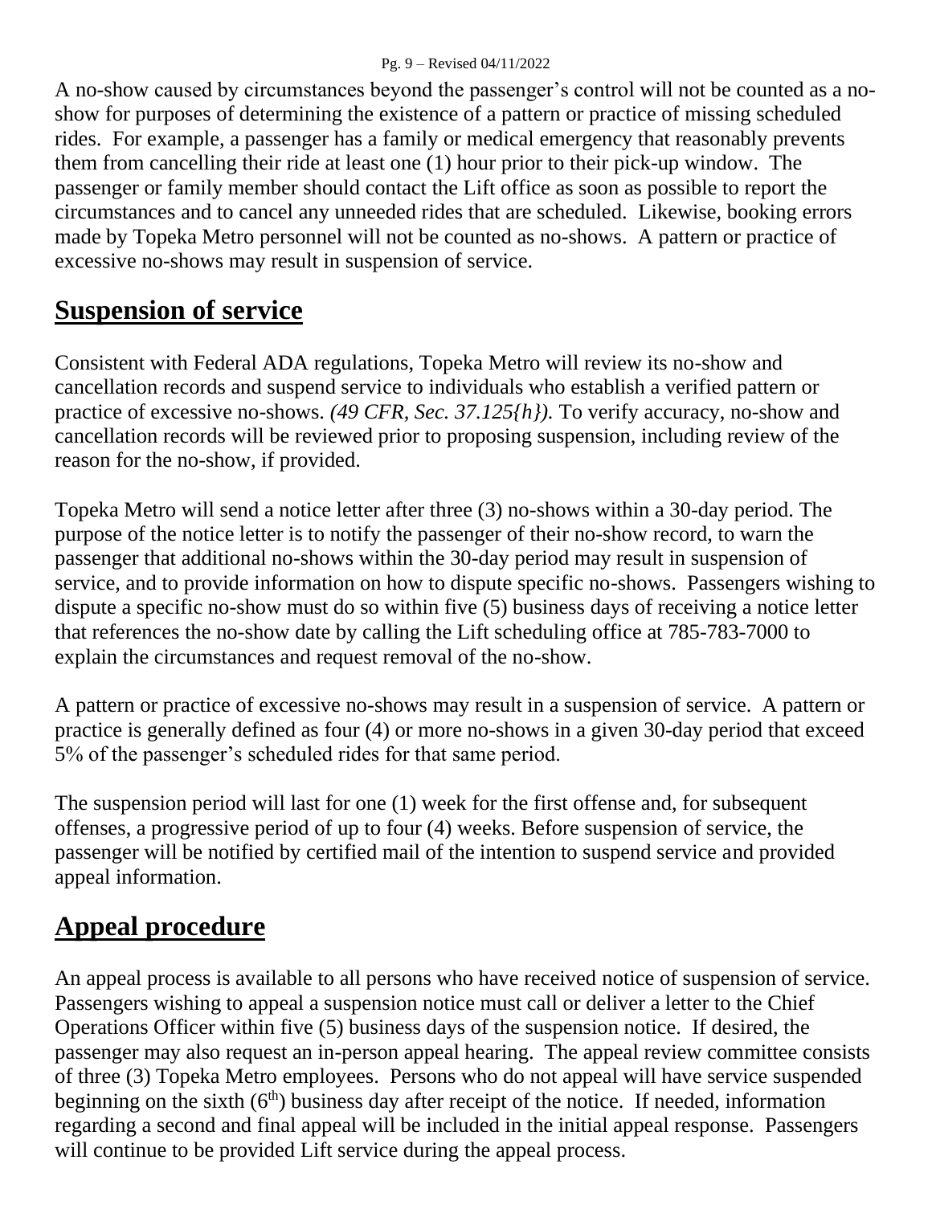A no-show caused by circumstances beyond the passenger's control will not be counted as a no-show for purposes of determining the existence of a pattern or practice of missing scheduled rides. For example, a passenger has a family or medical emergency that reasonably prevents them from cancelling their ride at least one (1) hour prior to their pick-up window. The passenger or family member should contact the Lift office as soon as possible to report the circumstances and to cancel any unneeded rides that are scheduled. Likewise, booking errors made by Topeka Metro personnel will not be counted as no-shows. A pattern or practice of excessive no-shows may result in suspension of service.

## **Suspension of service**

Consistent with Federal ADA regulations, Topeka Metro will review its no-show and cancellation records and suspend service to individuals who establish a verified pattern or practice of excessive no-shows. *(49 CFR, Sec. 37.125{h}).* To verify accuracy, no-show and cancellation records will be reviewed prior to proposing suspension, including review of the reason for the no-show, if provided.

Topeka Metro will send a notice letter after three (3) no-shows within a 30-day period. The purpose of the notice letter is to notify the passenger of their no-show record, to warn the passenger that additional no-shows within the 30-day period may result in suspension of service, and to provide information on how to dispute specific no-shows. Passengers wishing to dispute a specific no-show must do so within five (5) business days of receiving a notice letter that references the no-show date by calling the Lift scheduling office at 785-783-7000 to explain the circumstances and request removal of the no-show.

A pattern or practice of excessive no-shows may result in a suspension of service. A pattern or practice is generally defined as four (4) or more no-shows in a given 30-day period that exceed 5% of the passenger's scheduled rides for that same period.

The suspension period will last for one (1) week for the first offense and, for subsequent offenses, a progressive period of up to four (4) weeks. Before suspension of service, the passenger will be notified by certified mail of the intention to suspend service and provided appeal information.

## **Appeal procedure**

An appeal process is available to all persons who have received notice of suspension of service. Passengers wishing to appeal a suspension notice must call or deliver a letter to the Chief Operations Officer within five (5) business days of the suspension notice. If desired, the passenger may also request an in-person appeal hearing. The appeal review committee consists of three (3) Topeka Metro employees. Persons who do not appeal will have service suspended beginning on the sixth (6th) business day after receipt of the notice. If needed, information regarding a second and final appeal will be included in the initial appeal response. Passengers will continue to be provided Lift service during the appeal process.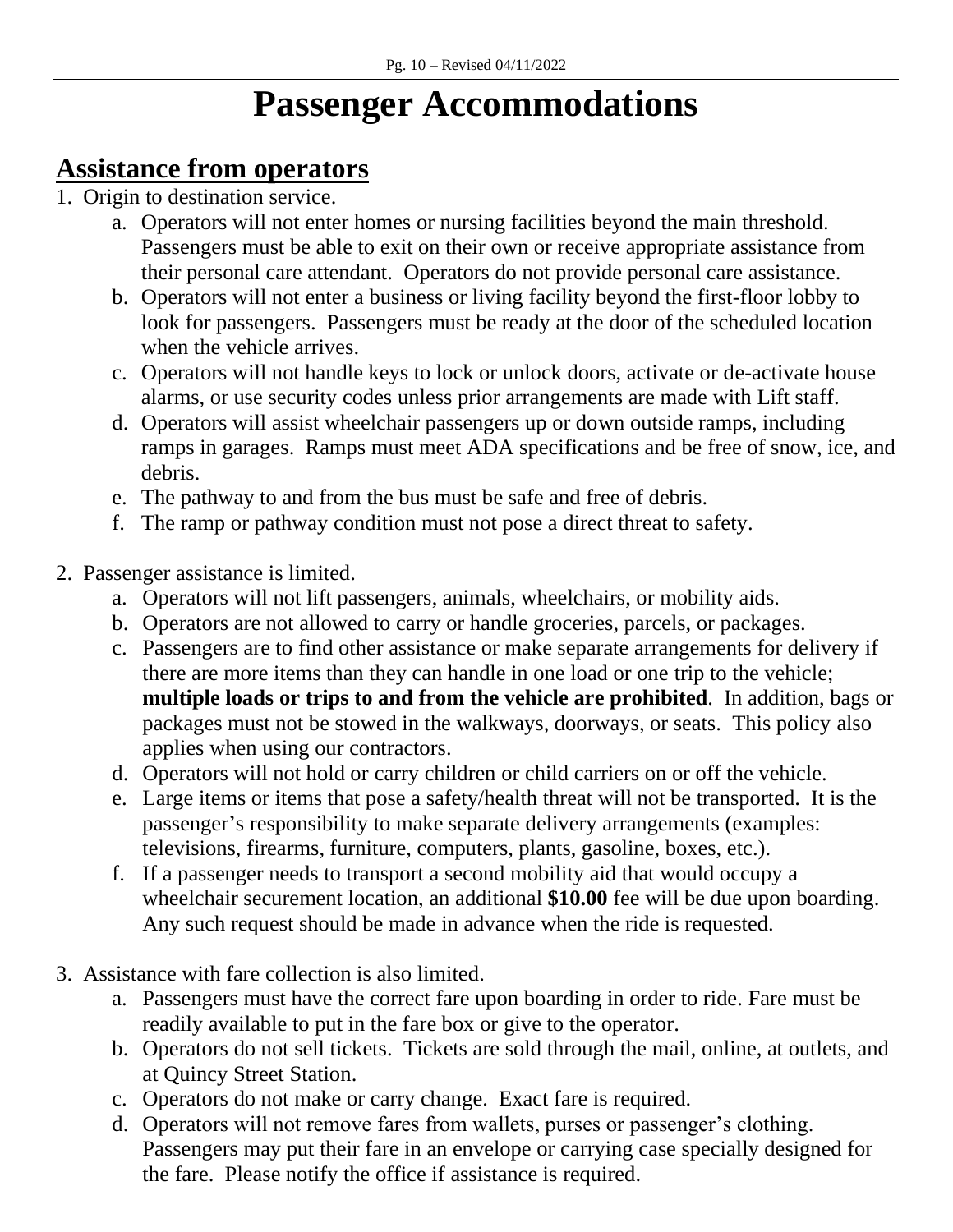# Passenger Accommodations

## Assistance from operators

1. Origin to destination service.
   a. Operators will not enter homes or nursing facilities beyond the main threshold. Passengers must be able to exit on their own or receive appropriate assistance from their personal care attendant. Operators do not provide personal care assistance.
   b. Operators will not enter a business or living facility beyond the first-floor lobby to look for passengers. Passengers must be ready at the door of the scheduled location when the vehicle arrives.
   c. Operators will not handle keys to lock or unlock doors, activate or de-activate house alarms, or use security codes unless prior arrangements are made with Lift staff.
   d. Operators will assist wheelchair passengers up or down outside ramps, including ramps in garages. Ramps must meet ADA specifications and be free of snow, ice, and debris.
   e. The pathway to and from the bus must be safe and free of debris.
   f. The ramp or pathway condition must not pose a direct threat to safety.

2. Passenger assistance is limited.
   a. Operators will not lift passengers, animals, wheelchairs, or mobility aids.
   b. Operators are not allowed to carry or handle groceries, parcels, or packages.
   c. Passengers are to find other assistance or make separate arrangements for delivery if there are more items than they can handle in one load or one trip to the vehicle; **multiple loads or trips to and from the vehicle are prohibited**. In addition, bags or packages must not be stowed in the walkways, doorways, or seats. This policy also applies when using our contractors.
   d. Operators will not hold or carry children or child carriers on or off the vehicle.
   e. Large items or items that pose a safety/health threat will not be transported. It is the passenger's responsibility to make separate delivery arrangements (examples: televisions, firearms, furniture, computers, plants, gasoline, boxes, etc.).
   f. If a passenger needs to transport a second mobility aid that would occupy a wheelchair securement location, an additional **$10.00** fee will be due upon boarding. Any such request should be made in advance when the ride is requested.

3. Assistance with fare collection is also limited.
   a. Passengers must have the correct fare upon boarding in order to ride. Fare must be readily available to put in the fare box or give to the operator.
   b. Operators do not sell tickets. Tickets are sold through the mail, online, at outlets, and at Quincy Street Station.
   c. Operators do not make or carry change. Exact fare is required.
   d. Operators will not remove fares from wallets, purses or passenger's clothing. Passengers may put their fare in an envelope or carrying case specially designed for the fare. Please notify the office if assistance is required.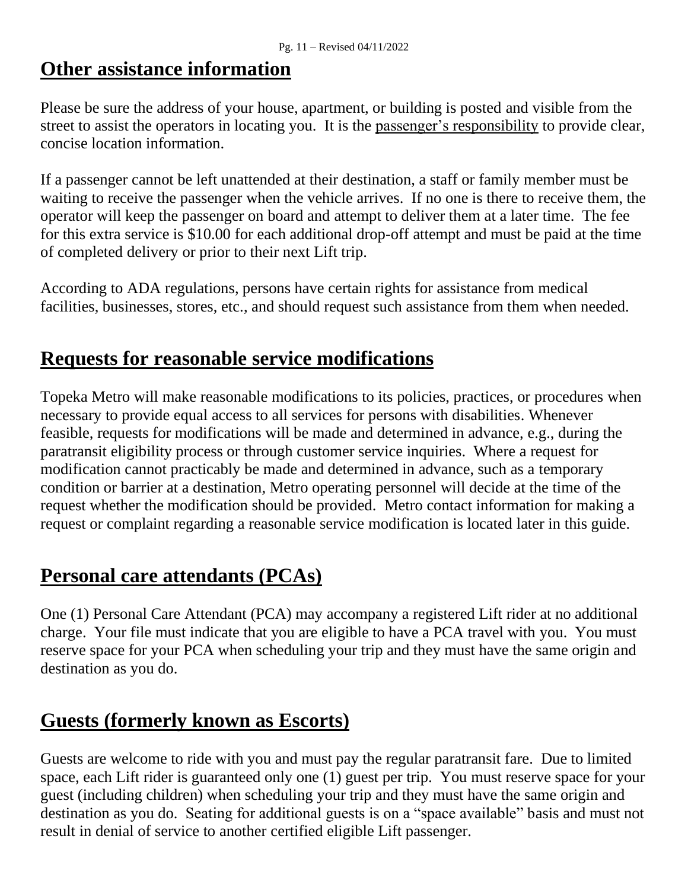## Other assistance information

Please be sure the address of your house, apartment, or building is posted and visible from the street to assist the operators in locating you. It is the passenger's responsibility to provide clear, concise location information.

If a passenger cannot be left unattended at their destination, a staff or family member must be waiting to receive the passenger when the vehicle arrives. If no one is there to receive them, the operator will keep the passenger on board and attempt to deliver them at a later time. The fee for this extra service is $10.00 for each additional drop-off attempt and must be paid at the time of completed delivery or prior to their next Lift trip.

According to ADA regulations, persons have certain rights for assistance from medical facilities, businesses, stores, etc., and should request such assistance from them when needed.

## Requests for reasonable service modifications

Topeka Metro will make reasonable modifications to its policies, practices, or procedures when necessary to provide equal access to all services for persons with disabilities. Whenever feasible, requests for modifications will be made and determined in advance, e.g., during the paratransit eligibility process or through customer service inquiries. Where a request for modification cannot practicably be made and determined in advance, such as a temporary condition or barrier at a destination, Metro operating personnel will decide at the time of the request whether the modification should be provided. Metro contact information for making a request or complaint regarding a reasonable service modification is located later in this guide.

## Personal care attendants (PCAs)

One (1) Personal Care Attendant (PCA) may accompany a registered Lift rider at no additional charge. Your file must indicate that you are eligible to have a PCA travel with you. You must reserve space for your PCA when scheduling your trip and they must have the same origin and destination as you do.

## Guests (formerly known as Escorts)

Guests are welcome to ride with you and must pay the regular paratransit fare. Due to limited space, each Lift rider is guaranteed only one (1) guest per trip. You must reserve space for your guest (including children) when scheduling your trip and they must have the same origin and destination as you do. Seating for additional guests is on a "space available" basis and must not result in denial of service to another certified eligible Lift passenger.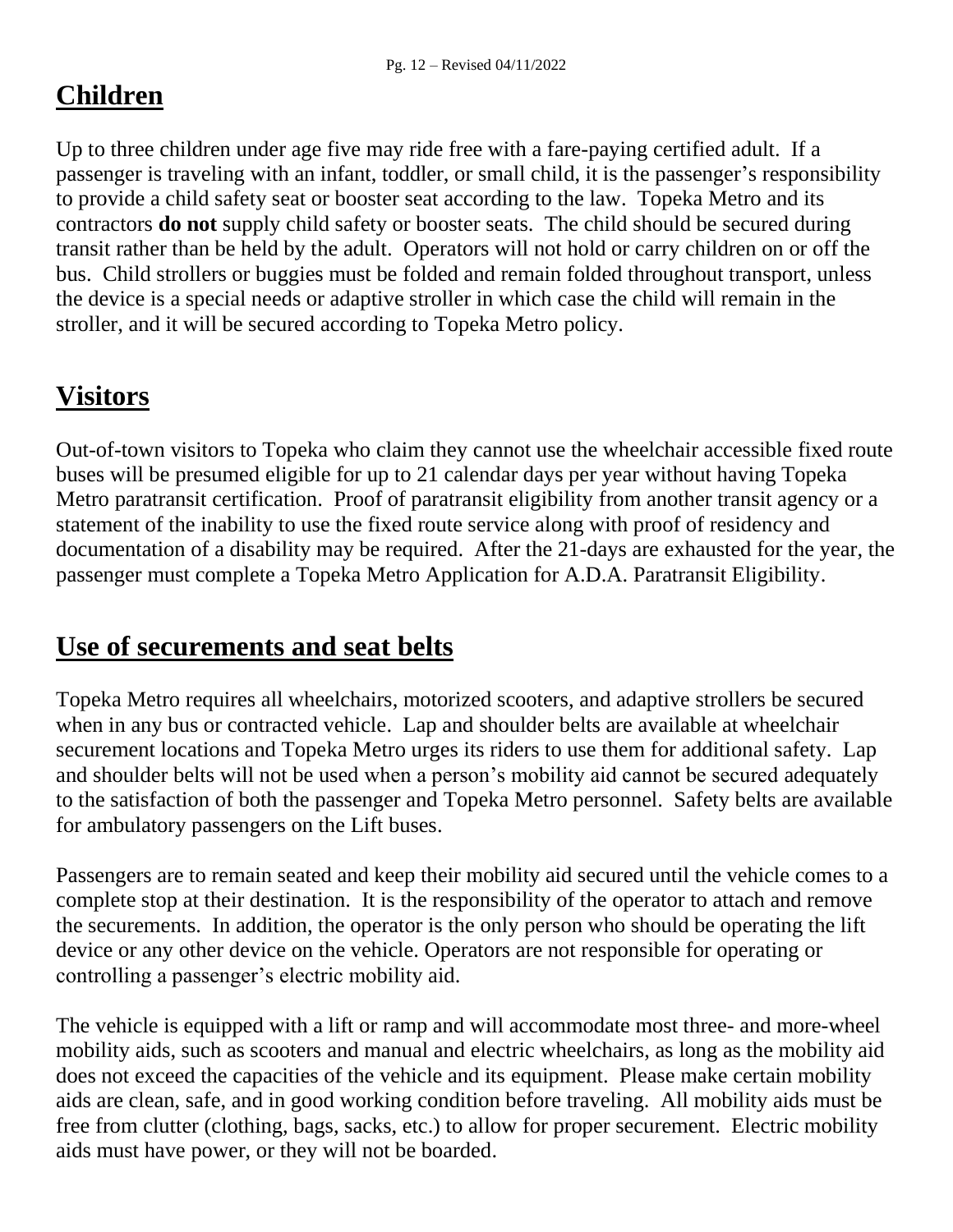## Children

Up to three children under age five may ride free with a fare-paying certified adult. If a passenger is traveling with an infant, toddler, or small child, it is the passenger's responsibility to provide a child safety seat or booster seat according to the law. Topeka Metro and its contractors **do not** supply child safety or booster seats. The child should be secured during transit rather than be held by the adult. Operators will not hold or carry children on or off the bus. Child strollers or buggies must be folded and remain folded throughout transport, unless the device is a special needs or adaptive stroller in which case the child will remain in the stroller, and it will be secured according to Topeka Metro policy.

## Visitors

Out-of-town visitors to Topeka who claim they cannot use the wheelchair accessible fixed route buses will be presumed eligible for up to 21 calendar days per year without having Topeka Metro paratransit certification. Proof of paratransit eligibility from another transit agency or a statement of the inability to use the fixed route service along with proof of residency and documentation of a disability may be required. After the 21-days are exhausted for the year, the passenger must complete a Topeka Metro Application for A.D.A. Paratransit Eligibility.

## Use of securements and seat belts

Topeka Metro requires all wheelchairs, motorized scooters, and adaptive strollers be secured when in any bus or contracted vehicle. Lap and shoulder belts are available at wheelchair securement locations and Topeka Metro urges its riders to use them for additional safety. Lap and shoulder belts will not be used when a person's mobility aid cannot be secured adequately to the satisfaction of both the passenger and Topeka Metro personnel. Safety belts are available for ambulatory passengers on the Lift buses.

Passengers are to remain seated and keep their mobility aid secured until the vehicle comes to a complete stop at their destination. It is the responsibility of the operator to attach and remove the securements. In addition, the operator is the only person who should be operating the lift device or any other device on the vehicle. Operators are not responsible for operating or controlling a passenger's electric mobility aid.

The vehicle is equipped with a lift or ramp and will accommodate most three- and more-wheel mobility aids, such as scooters and manual and electric wheelchairs, as long as the mobility aid does not exceed the capacities of the vehicle and its equipment. Please make certain mobility aids are clean, safe, and in good working condition before traveling. All mobility aids must be free from clutter (clothing, bags, sacks, etc.) to allow for proper securement. Electric mobility aids must have power, or they will not be boarded.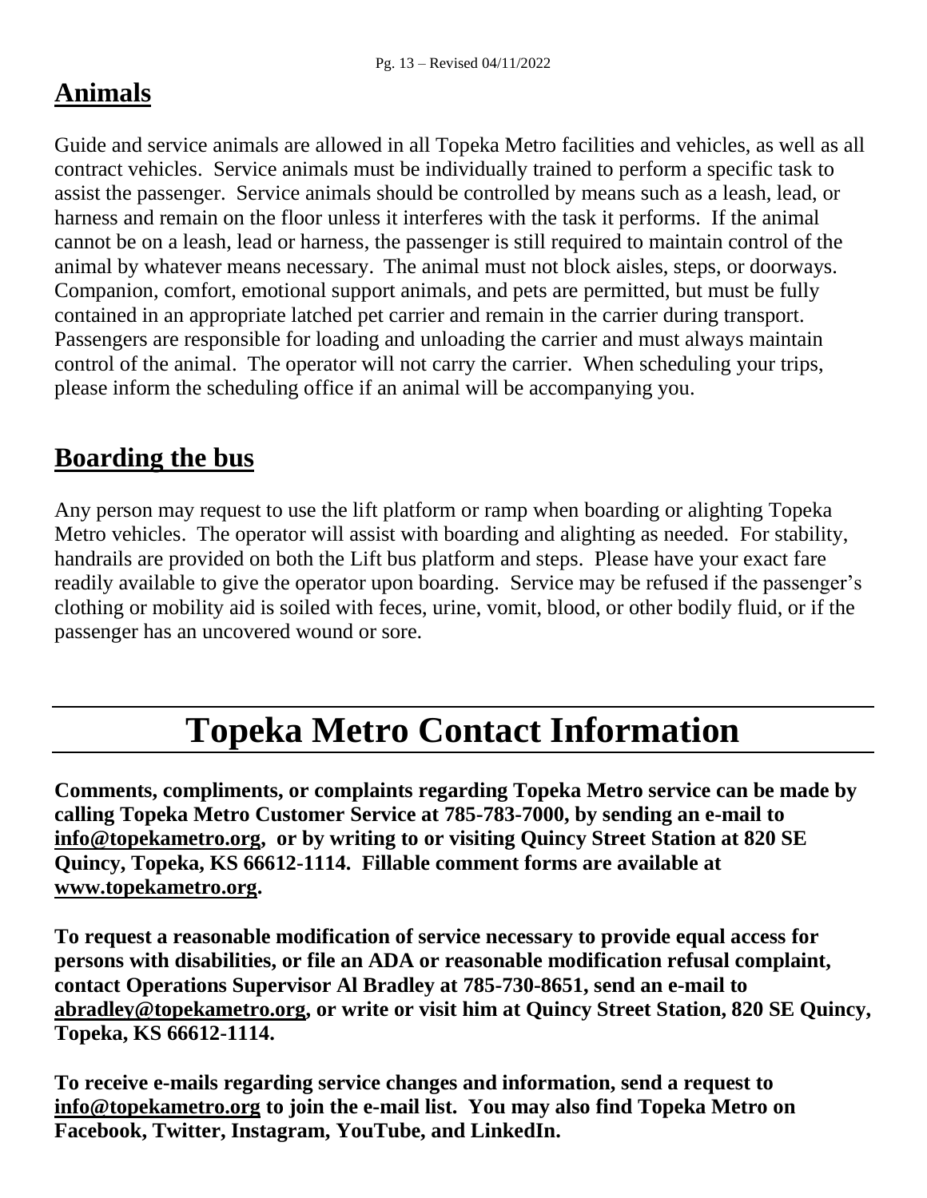## Animals

Guide and service animals are allowed in all Topeka Metro facilities and vehicles, as well as all contract vehicles. Service animals must be individually trained to perform a specific task to assist the passenger. Service animals should be controlled by means such as a leash, lead, or harness and remain on the floor unless it interferes with the task it performs. If the animal cannot be on a leash, lead or harness, the passenger is still required to maintain control of the animal by whatever means necessary. The animal must not block aisles, steps, or doorways. Companion, comfort, emotional support animals, and pets are permitted, but must be fully contained in an appropriate latched pet carrier and remain in the carrier during transport. Passengers are responsible for loading and unloading the carrier and must always maintain control of the animal. The operator will not carry the carrier. When scheduling your trips, please inform the scheduling office if an animal will be accompanying you.

## Boarding the bus

Any person may request to use the lift platform or ramp when boarding or alighting Topeka Metro vehicles. The operator will assist with boarding and alighting as needed. For stability, handrails are provided on both the Lift bus platform and steps. Please have your exact fare readily available to give the operator upon boarding. Service may be refused if the passenger's clothing or mobility aid is soiled with feces, urine, vomit, blood, or other bodily fluid, or if the passenger has an uncovered wound or sore.

# Topeka Metro Contact Information

**Comments, compliments, or complaints regarding Topeka Metro service can be made by calling Topeka Metro Customer Service at 785-783-7000, by sending an e-mail to info@topekametro.org, or by writing to or visiting Quincy Street Station at 820 SE Quincy, Topeka, KS 66612-1114. Fillable comment forms are available at www.topekametro.org.**

**To request a reasonable modification of service necessary to provide equal access for persons with disabilities, or file an ADA or reasonable modification refusal complaint, contact Operations Supervisor Al Bradley at 785-730-8651, send an e-mail to abradley@topekametro.org, or write or visit him at Quincy Street Station, 820 SE Quincy, Topeka, KS 66612-1114.**

**To receive e-mails regarding service changes and information, send a request to info@topekametro.org to join the e-mail list. You may also find Topeka Metro on Facebook, Twitter, Instagram, YouTube, and LinkedIn.**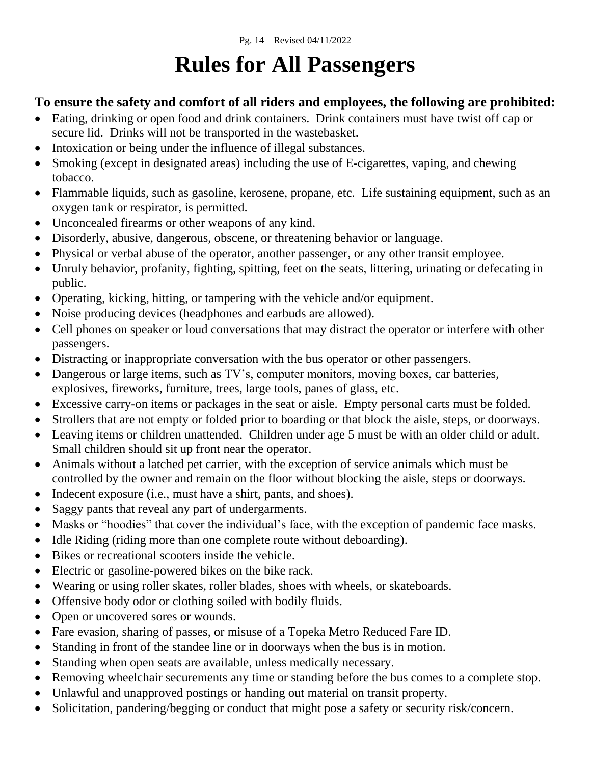# Rules for All Passengers

**To ensure the safety and comfort of all riders and employees, the following are prohibited:**

- Eating, drinking or open food and drink containers. Drink containers must have twist off cap or secure lid. Drinks will not be transported in the wastebasket.
- Intoxication or being under the influence of illegal substances.
- Smoking (except in designated areas) including the use of E-cigarettes, vaping, and chewing tobacco.
- Flammable liquids, such as gasoline, kerosene, propane, etc. Life sustaining equipment, such as an oxygen tank or respirator, is permitted.
- Unconcealed firearms or other weapons of any kind.
- Disorderly, abusive, dangerous, obscene, or threatening behavior or language.
- Physical or verbal abuse of the operator, another passenger, or any other transit employee.
- Unruly behavior, profanity, fighting, spitting, feet on the seats, littering, urinating or defecating in public.
- Operating, kicking, hitting, or tampering with the vehicle and/or equipment.
- Noise producing devices (headphones and earbuds are allowed).
- Cell phones on speaker or loud conversations that may distract the operator or interfere with other passengers.
- Distracting or inappropriate conversation with the bus operator or other passengers.
- Dangerous or large items, such as TV's, computer monitors, moving boxes, car batteries, explosives, fireworks, furniture, trees, large tools, panes of glass, etc.
- Excessive carry-on items or packages in the seat or aisle. Empty personal carts must be folded.
- Strollers that are not empty or folded prior to boarding or that block the aisle, steps, or doorways.
- Leaving items or children unattended. Children under age 5 must be with an older child or adult. Small children should sit up front near the operator.
- Animals without a latched pet carrier, with the exception of service animals which must be controlled by the owner and remain on the floor without blocking the aisle, steps or doorways.
- Indecent exposure (i.e., must have a shirt, pants, and shoes).
- Saggy pants that reveal any part of undergarments.
- Masks or "hoodies" that cover the individual's face, with the exception of pandemic face masks.
- Idle Riding (riding more than one complete route without deboarding).
- Bikes or recreational scooters inside the vehicle.
- Electric or gasoline-powered bikes on the bike rack.
- Wearing or using roller skates, roller blades, shoes with wheels, or skateboards.
- Offensive body odor or clothing soiled with bodily fluids.
- Open or uncovered sores or wounds.
- Fare evasion, sharing of passes, or misuse of a Topeka Metro Reduced Fare ID.
- Standing in front of the standee line or in doorways when the bus is in motion.
- Standing when open seats are available, unless medically necessary.
- Removing wheelchair securements any time or standing before the bus comes to a complete stop.
- Unlawful and unapproved postings or handing out material on transit property.
- Solicitation, pandering/begging or conduct that might pose a safety or security risk/concern.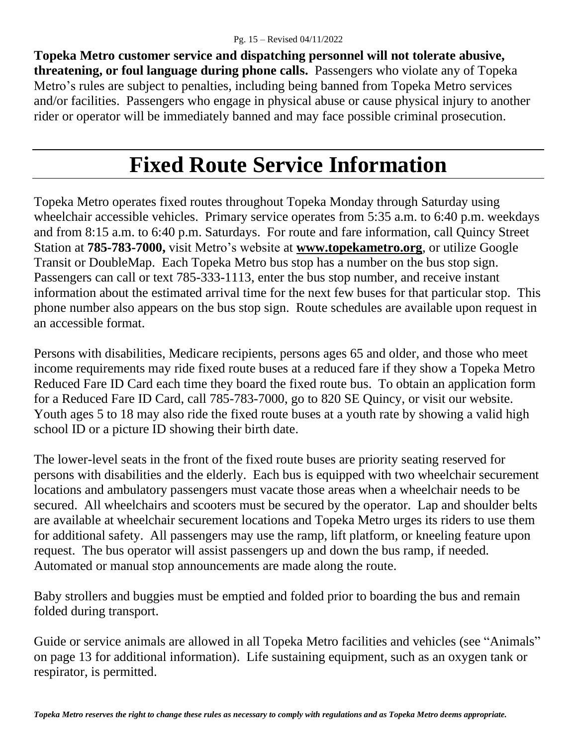**Topeka Metro customer service and dispatching personnel will not tolerate abusive, threatening, or foul language during phone calls.** Passengers who violate any of Topeka Metro's rules are subject to penalties, including being banned from Topeka Metro services and/or facilities. Passengers who engage in physical abuse or cause physical injury to another rider or operator will be immediately banned and may face possible criminal prosecution.

# Fixed Route Service Information

Topeka Metro operates fixed routes throughout Topeka Monday through Saturday using wheelchair accessible vehicles. Primary service operates from 5:35 a.m. to 6:40 p.m. weekdays and from 8:15 a.m. to 6:40 p.m. Saturdays. For route and fare information, call Quincy Street Station at **785-783-7000,** visit Metro's website at **www.topekametro.org**, or utilize Google Transit or DoubleMap. Each Topeka Metro bus stop has a number on the bus stop sign. Passengers can call or text 785-333-1113, enter the bus stop number, and receive instant information about the estimated arrival time for the next few buses for that particular stop. This phone number also appears on the bus stop sign. Route schedules are available upon request in an accessible format.

Persons with disabilities, Medicare recipients, persons ages 65 and older, and those who meet income requirements may ride fixed route buses at a reduced fare if they show a Topeka Metro Reduced Fare ID Card each time they board the fixed route bus. To obtain an application form for a Reduced Fare ID Card, call 785-783-7000, go to 820 SE Quincy, or visit our website. Youth ages 5 to 18 may also ride the fixed route buses at a youth rate by showing a valid high school ID or a picture ID showing their birth date.

The lower-level seats in the front of the fixed route buses are priority seating reserved for persons with disabilities and the elderly. Each bus is equipped with two wheelchair securement locations and ambulatory passengers must vacate those areas when a wheelchair needs to be secured. All wheelchairs and scooters must be secured by the operator. Lap and shoulder belts are available at wheelchair securement locations and Topeka Metro urges its riders to use them for additional safety. All passengers may use the ramp, lift platform, or kneeling feature upon request. The bus operator will assist passengers up and down the bus ramp, if needed. Automated or manual stop announcements are made along the route.

Baby strollers and buggies must be emptied and folded prior to boarding the bus and remain folded during transport.

Guide or service animals are allowed in all Topeka Metro facilities and vehicles (see "Animals" on page 13 for additional information). Life sustaining equipment, such as an oxygen tank or respirator, is permitted.